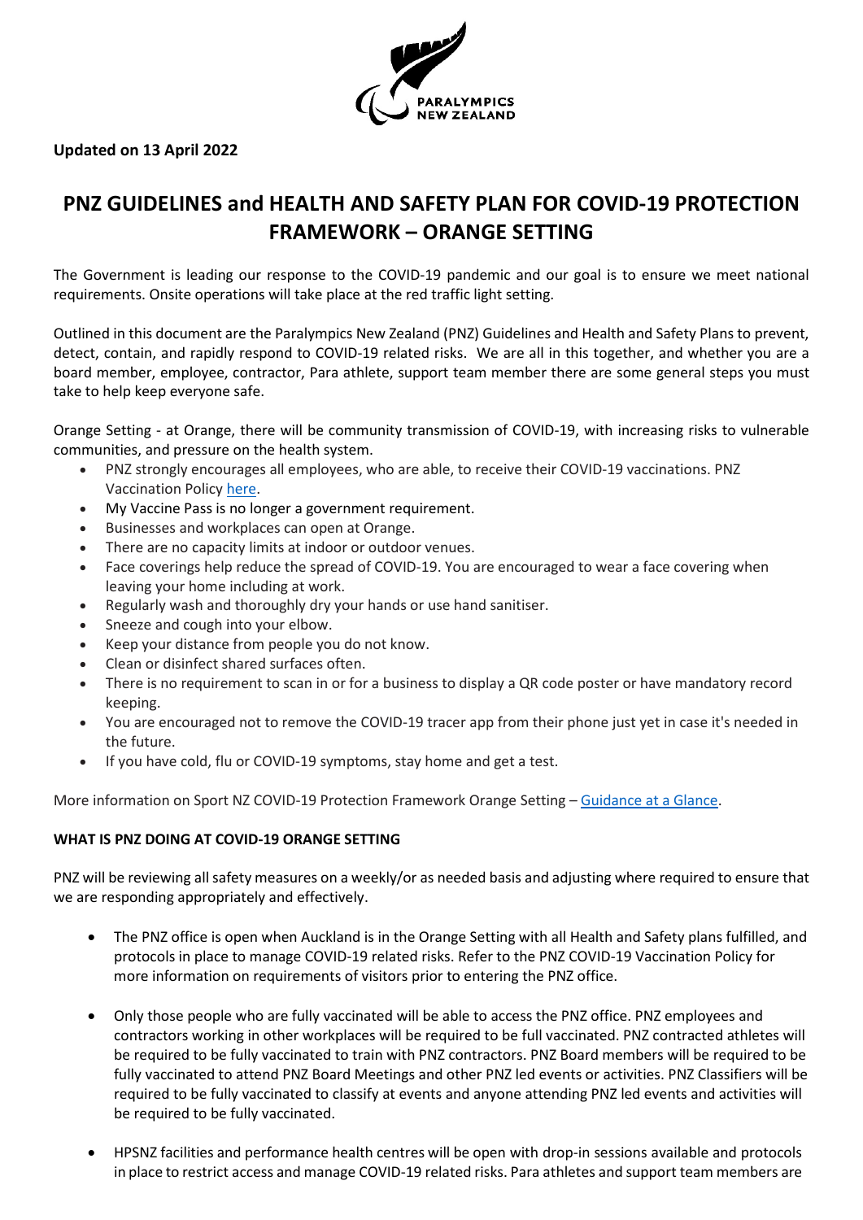**Updated on 13 April 2022**

# PNZ GUIDELINES and HEALTH AND SAFETY PLAN FOR COVID-19 PROTECTION FRAMEWORK – ORANGE SETTING

The Government is leading our response to the COVID-19 pandemic and our goal is to ensure we meet national requirements. Onsite operations will take place at the red traffic light setting.

Outlined in this document are the Paralympics New Zealand (PNZ) Guidelines and Health and Safety Plans to prevent, detect, contain, and rapidly respond to COVID-19 related risks. We are all in this together, and whether you are a board member, employee, contractor, Para athlete, support team member there are some general steps you must take to help keep everyone safe.

Orange Setting - at Orange, there will be community transmission of COVID-19, with increasing risks to vulnerable communities, and pressure on the health system.

- PNZ strongly encourages all employees, who are able, to receive their COVID-19 vaccinations. PNZ Vaccination Policy here.
- My Vaccine Pass is no longer a government requirement.
- Businesses and workplaces can open at Orange.
- There are no capacity limits at indoor or outdoor venues.
- Face coverings help reduce the spread of COVID-19. You are encouraged to wear a face covering when leaving your home including at work.
- Regularly wash and thoroughly dry your hands or use hand sanitiser.
- Sneeze and cough into your elbow.
- Keep your distance from people you do not know.
- Clean or disinfect shared surfaces often.
- There is no requirement to scan in or for a business to display a QR code poster or have mandatory record keeping.
- You are encouraged not to remove the COVID-19 tracer app from their phone just yet in case it's needed in the future.
- If you have cold, flu or COVID-19 symptoms, stay home and get a test.

More information on Sport NZ COVID-19 Protection Framework Orange Setting – Guidance at a Glance.

### WHAT IS PNZ DOING AT COVID-19 ORANGE SETTING

PNZ will be reviewing all safety measures on a weekly/or as needed basis and adjusting where required to ensure that we are responding appropriately and effectively.

- The PNZ office is open when Auckland is in the Orange Setting with all Health and Safety plans fulfilled, and protocols in place to manage COVID-19 related risks. Refer to the PNZ COVID-19 Vaccination Policy for more information on requirements of visitors prior to entering the PNZ office.

- Only those people who are fully vaccinated will be able to access the PNZ office. PNZ employees and contractors working in other workplaces will be required to be full vaccinated. PNZ contracted athletes will be required to be fully vaccinated to train with PNZ contractors. PNZ Board members will be required to be fully vaccinated to attend PNZ Board Meetings and other PNZ led events or activities. PNZ Classifiers will be required to be fully vaccinated to classify at events and anyone attending PNZ led events and activities will be required to be fully vaccinated.

- HPSNZ facilities and performance health centres will be open with drop-in sessions available and protocols in place to restrict access and manage COVID-19 related risks. Para athletes and support team members are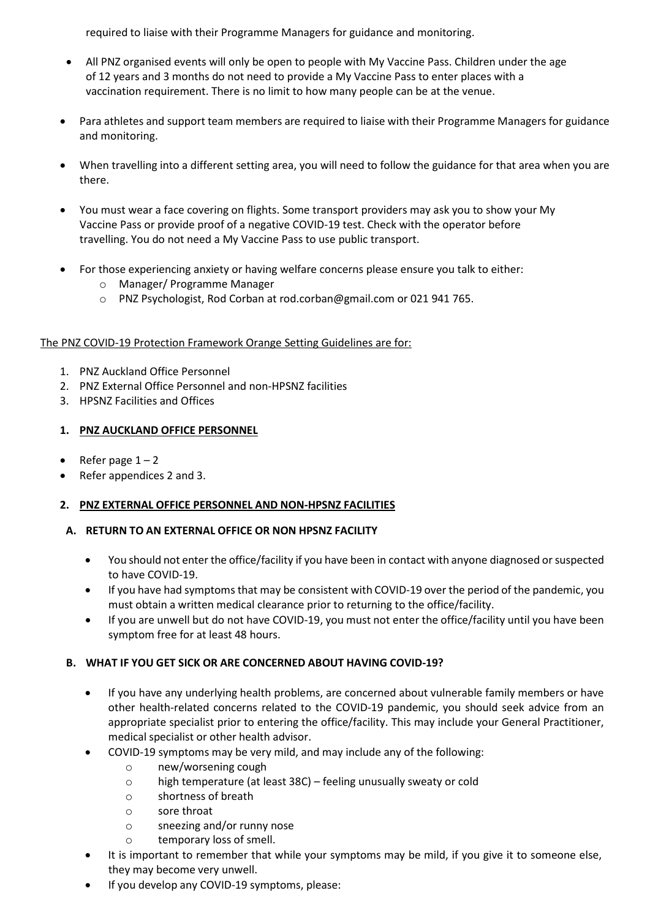required to liaise with their Programme Managers for guidance and monitoring.

- All PNZ organised events will only be open to people with My Vaccine Pass. Children under the age of 12 years and 3 months do not need to provide a My Vaccine Pass to enter places with a vaccination requirement. There is no limit to how many people can be at the venue.
- Para athletes and support team members are required to liaise with their Programme Managers for guidance and monitoring.
- When travelling into a different setting area, you will need to follow the guidance for that area when you are there.
- You must wear a face covering on flights. Some transport providers may ask you to show your My Vaccine Pass or provide proof of a negative COVID-19 test. Check with the operator before travelling. You do not need a My Vaccine Pass to use public transport.
- For those experiencing anxiety or having welfare concerns please ensure you talk to either:
  - Manager/ Programme Manager
  - PNZ Psychologist, Rod Corban at rod.corban@gmail.com or 021 941 765.

The PNZ COVID-19 Protection Framework Orange Setting Guidelines are for:

1. PNZ Auckland Office Personnel
2. PNZ External Office Personnel and non-HPSNZ facilities
3. HPSNZ Facilities and Offices

## 1. PNZ AUCKLAND OFFICE PERSONNEL

- Refer page 1 – 2
- Refer appendices 2 and 3.

## 2. PNZ EXTERNAL OFFICE PERSONNEL AND NON-HPSNZ FACILITIES

### A. RETURN TO AN EXTERNAL OFFICE OR NON HPSNZ FACILITY

- You should not enter the office/facility if you have been in contact with anyone diagnosed or suspected to have COVID-19.
- If you have had symptoms that may be consistent with COVID-19 over the period of the pandemic, you must obtain a written medical clearance prior to returning to the office/facility.
- If you are unwell but do not have COVID-19, you must not enter the office/facility until you have been symptom free for at least 48 hours.

### B. WHAT IF YOU GET SICK OR ARE CONCERNED ABOUT HAVING COVID-19?

- If you have any underlying health problems, are concerned about vulnerable family members or have other health-related concerns related to the COVID-19 pandemic, you should seek advice from an appropriate specialist prior to entering the office/facility. This may include your General Practitioner, medical specialist or other health advisor.
- COVID-19 symptoms may be very mild, and may include any of the following:
  - new/worsening cough
  - high temperature (at least 38C) – feeling unusually sweaty or cold
  - shortness of breath
  - sore throat
  - sneezing and/or runny nose
  - temporary loss of smell.
- It is important to remember that while your symptoms may be mild, if you give it to someone else, they may become very unwell.
- If you develop any COVID-19 symptoms, please: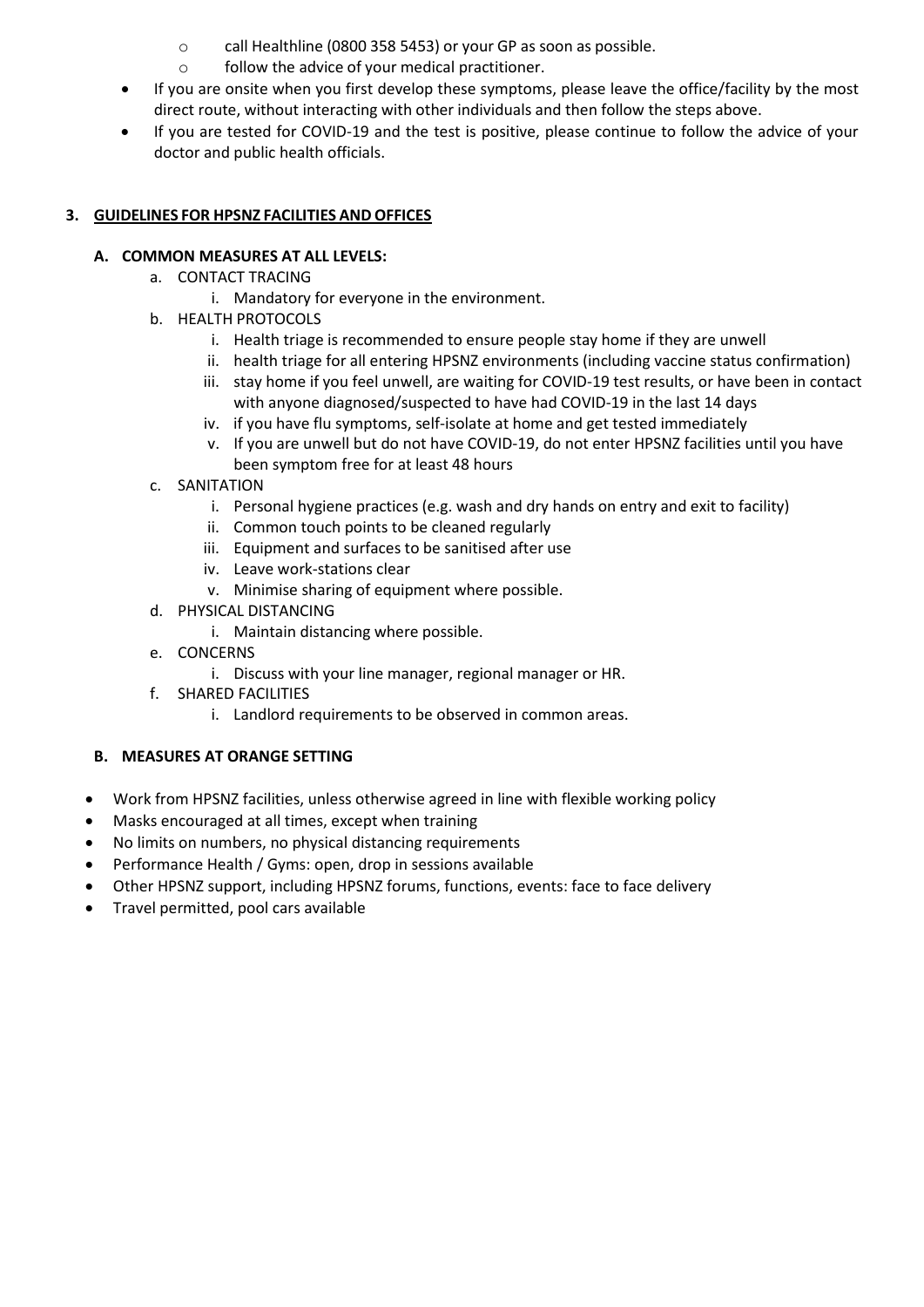- call Healthline (0800 358 5453) or your GP as soon as possible.
    - follow the advice of your medical practitioner.
- If you are onsite when you first develop these symptoms, please leave the office/facility by the most direct route, without interacting with other individuals and then follow the steps above.
- If you are tested for COVID-19 and the test is positive, please continue to follow the advice of your doctor and public health officials.

## 3. GUIDELINES FOR HPSNZ FACILITIES AND OFFICES

### A. COMMON MEASURES AT ALL LEVELS:

a. CONTACT TRACING
   i. Mandatory for everyone in the environment.

b. HEALTH PROTOCOLS
   i. Health triage is recommended to ensure people stay home if they are unwell
   ii. health triage for all entering HPSNZ environments (including vaccine status confirmation)
   iii. stay home if you feel unwell, are waiting for COVID-19 test results, or have been in contact with anyone diagnosed/suspected to have had COVID-19 in the last 14 days
   iv. if you have flu symptoms, self-isolate at home and get tested immediately
   v. If you are unwell but do not have COVID-19, do not enter HPSNZ facilities until you have been symptom free for at least 48 hours

c. SANITATION
   i. Personal hygiene practices (e.g. wash and dry hands on entry and exit to facility)
   ii. Common touch points to be cleaned regularly
   iii. Equipment and surfaces to be sanitised after use
   iv. Leave work-stations clear
   v. Minimise sharing of equipment where possible.

d. PHYSICAL DISTANCING
   i. Maintain distancing where possible.

e. CONCERNS
   i. Discuss with your line manager, regional manager or HR.

f. SHARED FACILITIES
   i. Landlord requirements to be observed in common areas.

### B. MEASURES AT ORANGE SETTING

- Work from HPSNZ facilities, unless otherwise agreed in line with flexible working policy
- Masks encouraged at all times, except when training
- No limits on numbers, no physical distancing requirements
- Performance Health / Gyms: open, drop in sessions available
- Other HPSNZ support, including HPSNZ forums, functions, events: face to face delivery
- Travel permitted, pool cars available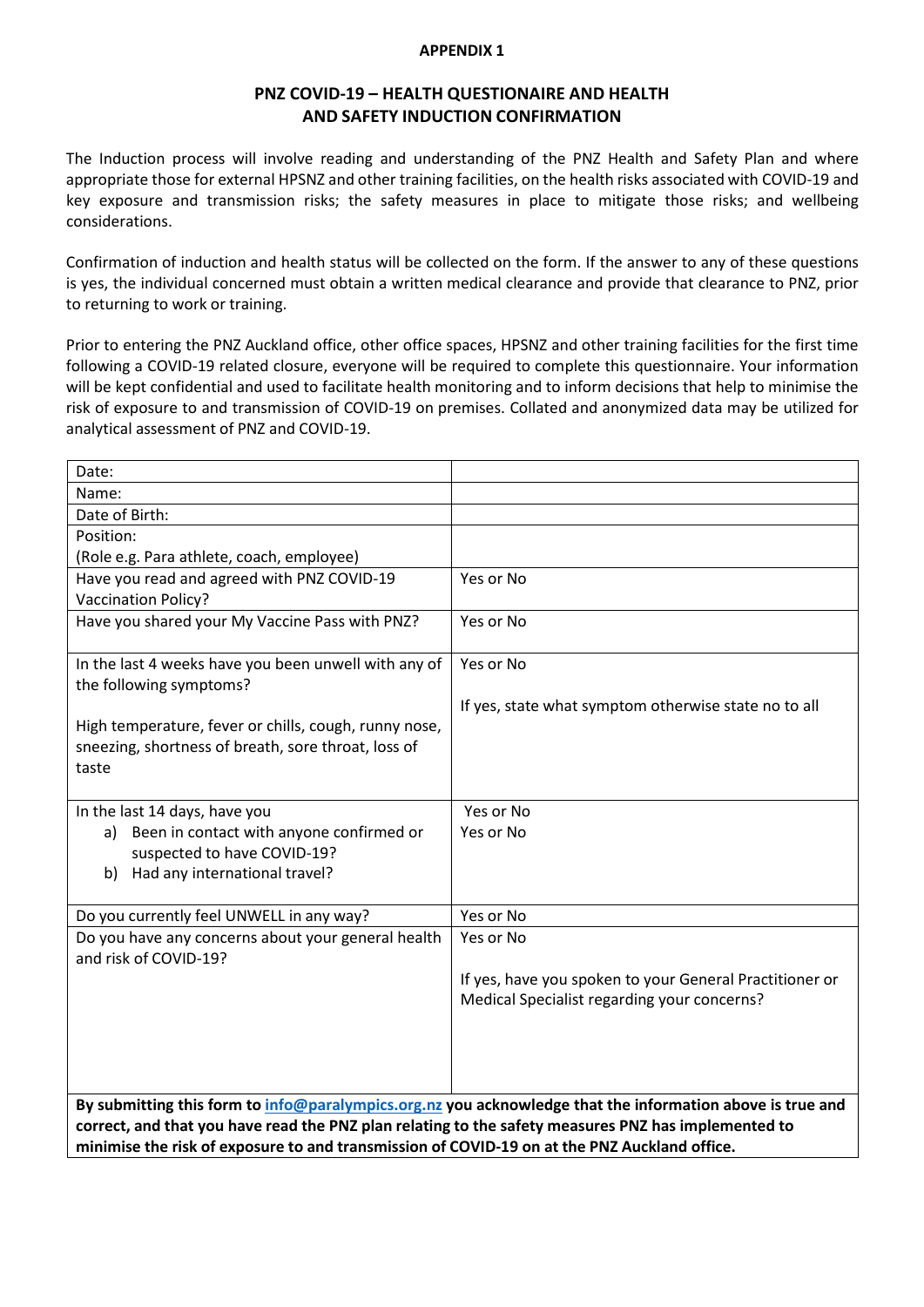**APPENDIX 1**

## PNZ COVID-19 – HEALTH QUESTIONAIRE AND HEALTH AND SAFETY INDUCTION CONFIRMATION

The Induction process will involve reading and understanding of the PNZ Health and Safety Plan and where appropriate those for external HPSNZ and other training facilities, on the health risks associated with COVID-19 and key exposure and transmission risks; the safety measures in place to mitigate those risks; and wellbeing considerations.

Confirmation of induction and health status will be collected on the form. If the answer to any of these questions is yes, the individual concerned must obtain a written medical clearance and provide that clearance to PNZ, prior to returning to work or training.

Prior to entering the PNZ Auckland office, other office spaces, HPSNZ and other training facilities for the first time following a COVID-19 related closure, everyone will be required to complete this questionnaire. Your information will be kept confidential and used to facilitate health monitoring and to inform decisions that help to minimise the risk of exposure to and transmission of COVID-19 on premises. Collated and anonymized data may be utilized for analytical assessment of PNZ and COVID-19.

| | |
|---|---|
| Date: | |
| Name: | |
| Date of Birth: | |
| Position:<br>(Role e.g. Para athlete, coach, employee) | |
| Have you read and agreed with PNZ COVID-19 Vaccination Policy? | Yes or No |
| Have you shared your My Vaccine Pass with PNZ? | Yes or No |
| In the last 4 weeks have you been unwell with any of the following symptoms?<br><br>High temperature, fever or chills, cough, runny nose, sneezing, shortness of breath, sore throat, loss of taste | Yes or No<br><br>If yes, state what symptom otherwise state no to all |
| In the last 14 days, have you<br>a) Been in contact with anyone confirmed or suspected to have COVID-19?<br>b) Had any international travel? | Yes or No<br>Yes or No |
| Do you currently feel UNWELL in any way? | Yes or No |
| Do you have any concerns about your general health and risk of COVID-19? | Yes or No<br><br>If yes, have you spoken to your General Practitioner or Medical Specialist regarding your concerns? |
| **By submitting this form to info@paralympics.org.nz you acknowledge that the information above is true and correct, and that you have read the PNZ plan relating to the safety measures PNZ has implemented to minimise the risk of exposure to and transmission of COVID-19 on at the PNZ Auckland office.** | |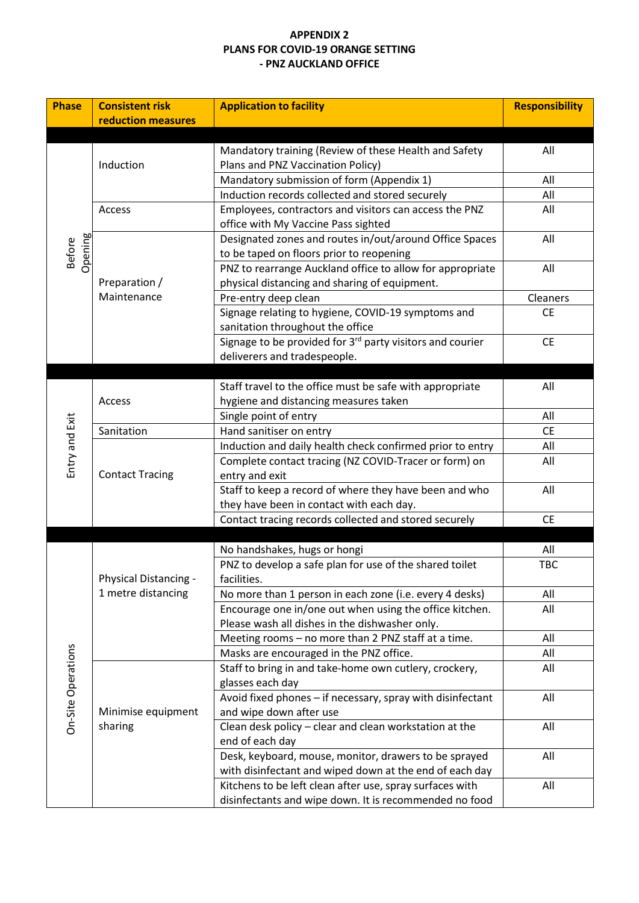**APPENDIX 2**
**PLANS FOR COVID-19 ORANGE SETTING**
**- PNZ AUCKLAND OFFICE**

| Phase | Consistent risk reduction measures | Application to facility | Responsibility |
|---|---|---|---|
| Before Opening | Induction | Mandatory training (Review of these Health and Safety Plans and PNZ Vaccination Policy) | All |
| | | Mandatory submission of form (Appendix 1) | All |
| | | Induction records collected and stored securely | All |
| | Access | Employees, contractors and visitors can access the PNZ office with My Vaccine Pass sighted | All |
| | Preparation / Maintenance | Designated zones and routes in/out/around Office Spaces to be taped on floors prior to reopening | All |
| | | PNZ to rearrange Auckland office to allow for appropriate physical distancing and sharing of equipment. | All |
| | | Pre-entry deep clean | Cleaners |
| | | Signage relating to hygiene, COVID-19 symptoms and sanitation throughout the office | CE |
| | | Signage to be provided for 3rd party visitors and courier deliverers and tradespeople. | CE |
| Entry and Exit | Access | Staff travel to the office must be safe with appropriate hygiene and distancing measures taken | All |
| | | Single point of entry | All |
| | Sanitation | Hand sanitiser on entry | CE |
| | Contact Tracing | Induction and daily health check confirmed prior to entry | All |
| | | Complete contact tracing (NZ COVID-Tracer or form) on entry and exit | All |
| | | Staff to keep a record of where they have been and who they have been in contact with each day. | All |
| | | Contact tracing records collected and stored securely | CE |
| On-Site Operations | Physical Distancing - 1 metre distancing | No handshakes, hugs or hongi | All |
| | | PNZ to develop a safe plan for use of the shared toilet facilities. | TBC |
| | | No more than 1 person in each zone (i.e. every 4 desks) | All |
| | | Encourage one in/one out when using the office kitchen. Please wash all dishes in the dishwasher only. | All |
| | | Meeting rooms – no more than 2 PNZ staff at a time. | All |
| | | Masks are encouraged in the PNZ office. | All |
| | Minimise equipment sharing | Staff to bring in and take-home own cutlery, crockery, glasses each day | All |
| | | Avoid fixed phones – if necessary, spray with disinfectant and wipe down after use | All |
| | | Clean desk policy – clear and clean workstation at the end of each day | All |
| | | Desk, keyboard, mouse, monitor, drawers to be sprayed with disinfectant and wiped down at the end of each day | All |
| | | Kitchens to be left clean after use, spray surfaces with disinfectants and wipe down. It is recommended no food | All |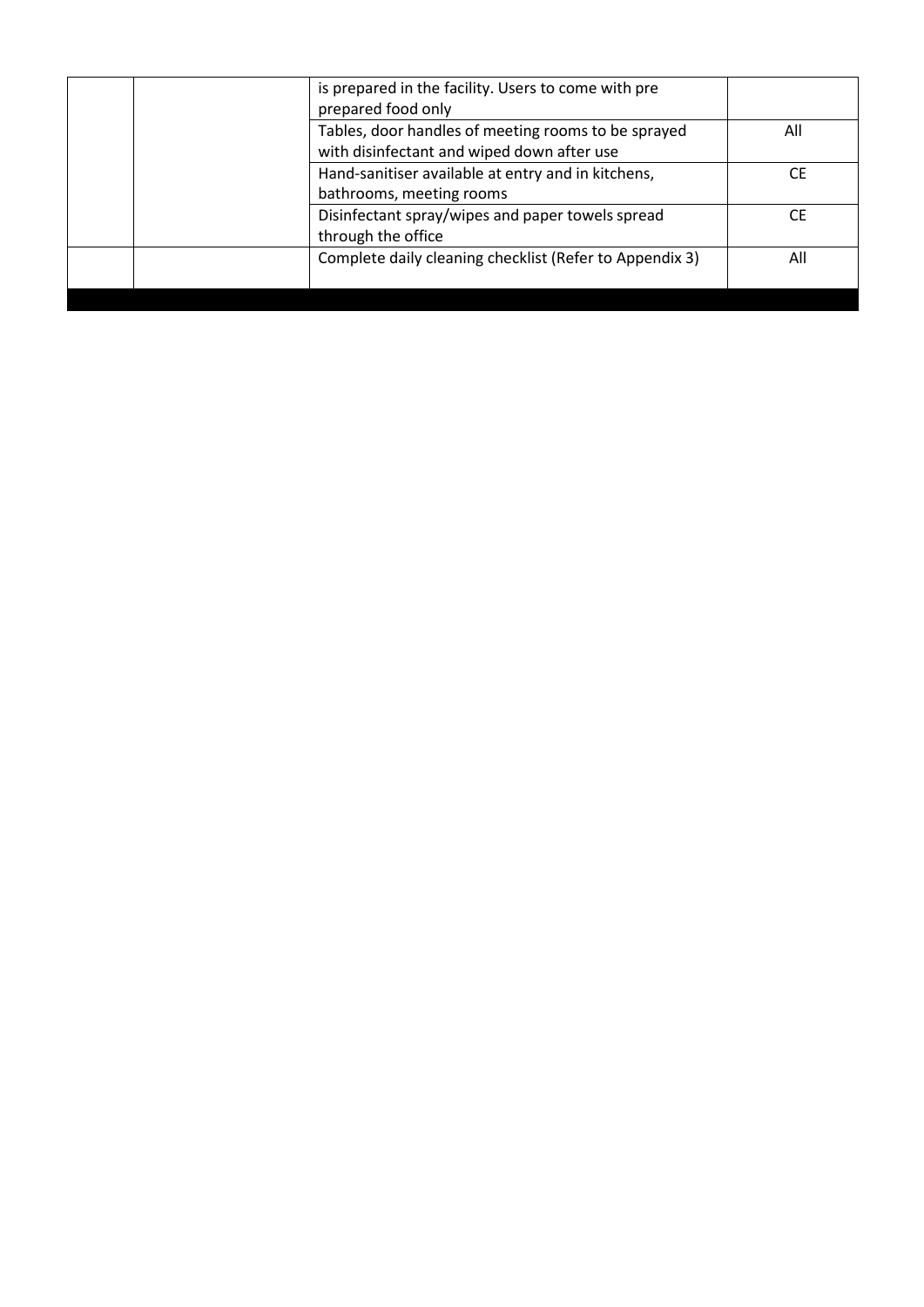| | | | |
|---|---|---|---|
| | | is prepared in the facility. Users to come with pre prepared food only | |
| | | Tables, door handles of meeting rooms to be sprayed with disinfectant and wiped down after use | All |
| | | Hand-sanitiser available at entry and in kitchens, bathrooms, meeting rooms | CE |
| | | Disinfectant spray/wipes and paper towels spread through the office | CE |
| | | Complete daily cleaning checklist (Refer to Appendix 3) | All |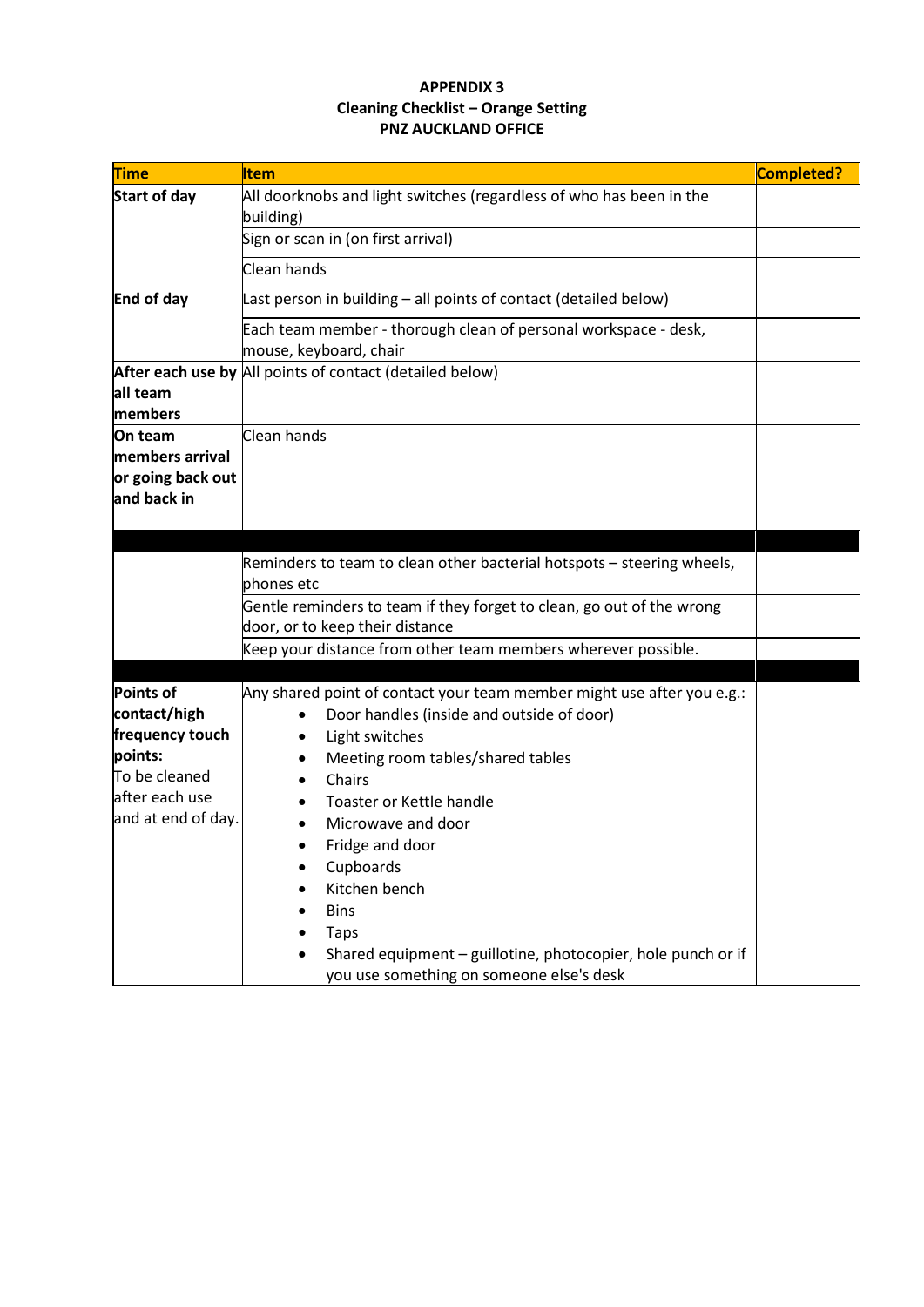**APPENDIX 3**
**Cleaning Checklist – Orange Setting**
**PNZ AUCKLAND OFFICE**

| Time | Item | Completed? |
|---|---|---|
| **Start of day** | All doorknobs and light switches (regardless of who has been in the building) | |
| | Sign or scan in (on first arrival) | |
| | Clean hands | |
| **End of day** | Last person in building – all points of contact (detailed below) | |
| | Each team member - thorough clean of personal workspace - desk, mouse, keyboard, chair | |
| **After each use by all team members** | All points of contact (detailed below) | |
| **On team members arrival or going back out and back in** | Clean hands | |
| | | |
| | Reminders to team to clean other bacterial hotspots – steering wheels, phones etc | |
| | Gentle reminders to team if they forget to clean, go out of the wrong door, or to keep their distance | |
| | Keep your distance from other team members wherever possible. | |
| | | |
| **Points of contact/high frequency touch points:** To be cleaned after each use and at end of day. | Any shared point of contact your team member might use after you e.g.: <br>• Door handles (inside and outside of door)<br>• Light switches<br>• Meeting room tables/shared tables<br>• Chairs<br>• Toaster or Kettle handle<br>• Microwave and door<br>• Fridge and door<br>• Cupboards<br>• Kitchen bench<br>• Bins<br>• Taps<br>• Shared equipment – guillotine, photocopier, hole punch or if you use something on someone else's desk | |